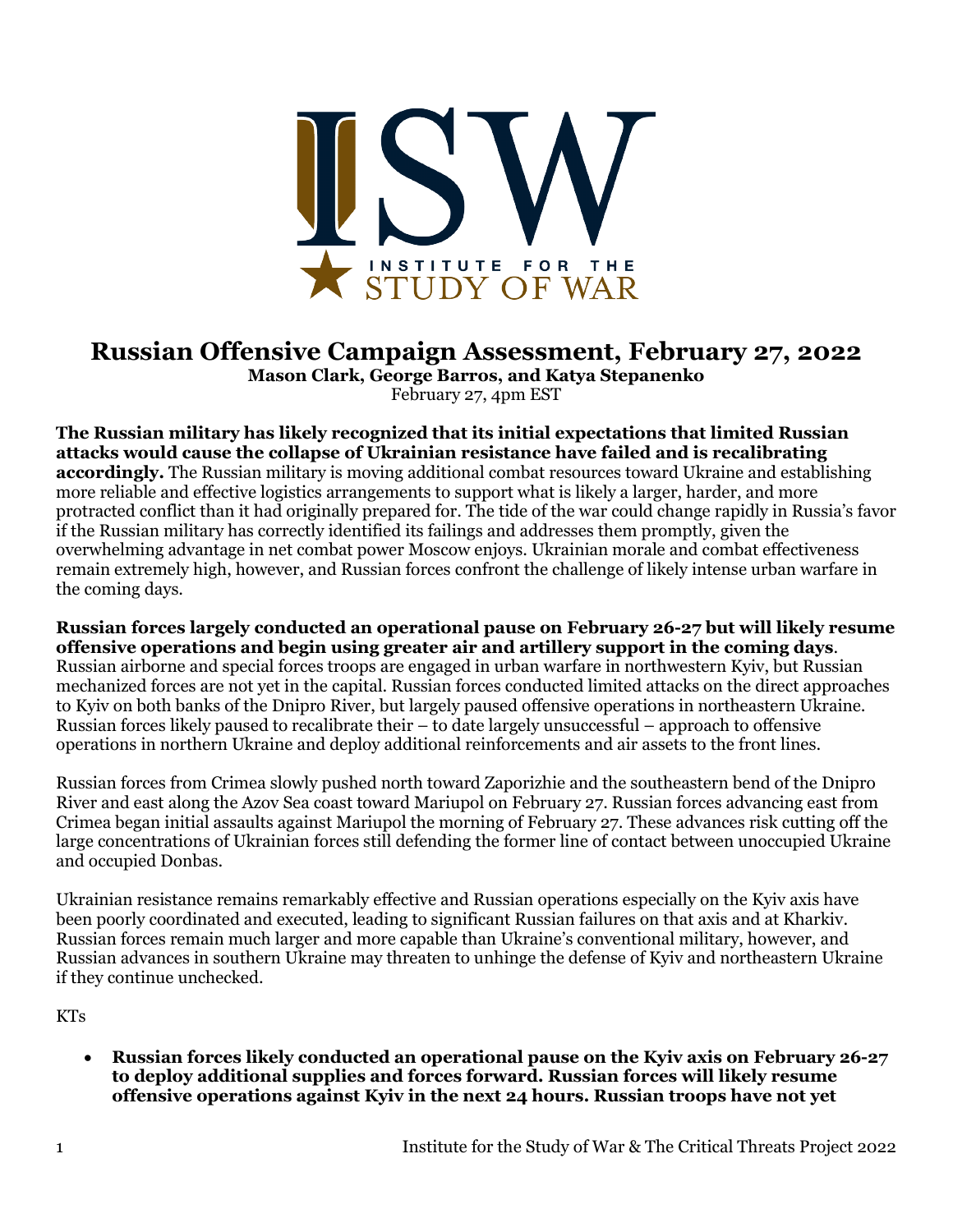# Russian Offensive Campaign Assessment, February 27, 2022

**Mason Clark, George Barros, and Katya Stepanenko**

February 27, 4pm EST

**The Russian military has likely recognized that its initial expectations that limited Russian attacks would cause the collapse of Ukrainian resistance have failed and is recalibrating accordingly.** The Russian military is moving additional combat resources toward Ukraine and establishing more reliable and effective logistics arrangements to support what is likely a larger, harder, and more protracted conflict than it had originally prepared for. The tide of the war could change rapidly in Russia's favor if the Russian military has correctly identified its failings and addresses them promptly, given the overwhelming advantage in net combat power Moscow enjoys. Ukrainian morale and combat effectiveness remain extremely high, however, and Russian forces confront the challenge of likely intense urban warfare in the coming days.

**Russian forces largely conducted an operational pause on February 26-27 but will likely resume offensive operations and begin using greater air and artillery support in the coming days**. Russian airborne and special forces troops are engaged in urban warfare in northwestern Kyiv, but Russian mechanized forces are not yet in the capital. Russian forces conducted limited attacks on the direct approaches to Kyiv on both banks of the Dnipro River, but largely paused offensive operations in northeastern Ukraine. Russian forces likely paused to recalibrate their – to date largely unsuccessful – approach to offensive operations in northern Ukraine and deploy additional reinforcements and air assets to the front lines.

Russian forces from Crimea slowly pushed north toward Zaporizhie and the southeastern bend of the Dnipro River and east along the Azov Sea coast toward Mariupol on February 27. Russian forces advancing east from Crimea began initial assaults against Mariupol the morning of February 27. These advances risk cutting off the large concentrations of Ukrainian forces still defending the former line of contact between unoccupied Ukraine and occupied Donbas.

Ukrainian resistance remains remarkably effective and Russian operations especially on the Kyiv axis have been poorly coordinated and executed, leading to significant Russian failures on that axis and at Kharkiv. Russian forces remain much larger and more capable than Ukraine's conventional military, however, and Russian advances in southern Ukraine may threaten to unhinge the defense of Kyiv and northeastern Ukraine if they continue unchecked.

KTs

- **Russian forces likely conducted an operational pause on the Kyiv axis on February 26-27 to deploy additional supplies and forces forward. Russian forces will likely resume offensive operations against Kyiv in the next 24 hours. Russian troops have not yet**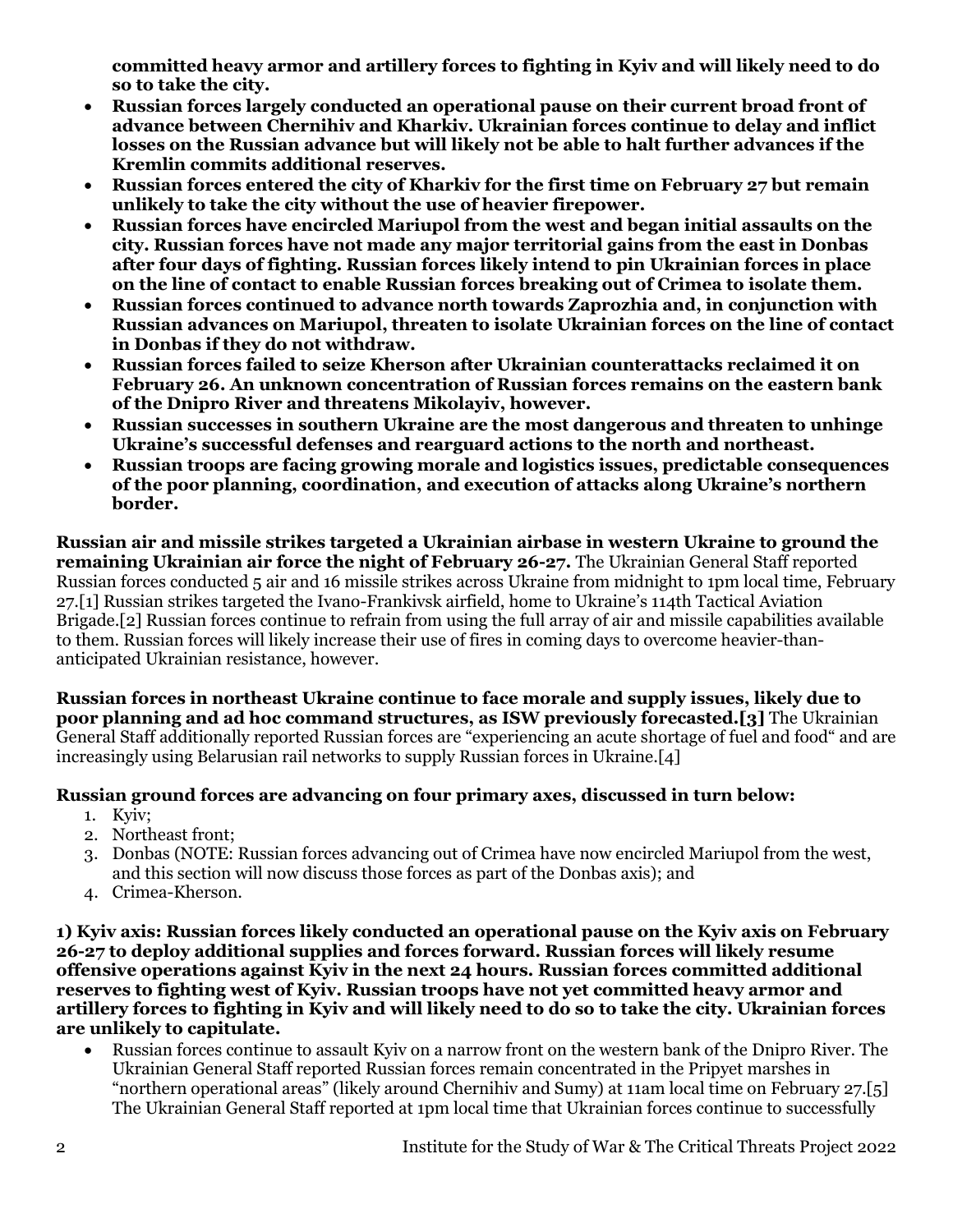committed heavy armor and artillery forces to fighting in Kyiv and will likely need to do so to take the city.**

- **Russian forces largely conducted an operational pause on their current broad front of advance between Chernihiv and Kharkiv. Ukrainian forces continue to delay and inflict losses on the Russian advance but will likely not be able to halt further advances if the Kremlin commits additional reserves.**
- **Russian forces entered the city of Kharkiv for the first time on February 27 but remain unlikely to take the city without the use of heavier firepower.**
- **Russian forces have encircled Mariupol from the west and began initial assaults on the city. Russian forces have not made any major territorial gains from the east in Donbas after four days of fighting. Russian forces likely intend to pin Ukrainian forces in place on the line of contact to enable Russian forces breaking out of Crimea to isolate them.**
- **Russian forces continued to advance north towards Zaprozhia and, in conjunction with Russian advances on Mariupol, threaten to isolate Ukrainian forces on the line of contact in Donbas if they do not withdraw.**
- **Russian forces failed to seize Kherson after Ukrainian counterattacks reclaimed it on February 26. An unknown concentration of Russian forces remains on the eastern bank of the Dnipro River and threatens Mikolayiv, however.**
- **Russian successes in southern Ukraine are the most dangerous and threaten to unhinge Ukraine's successful defenses and rearguard actions to the north and northeast.**
- **Russian troops are facing growing morale and logistics issues, predictable consequences of the poor planning, coordination, and execution of attacks along Ukraine's northern border.**

**Russian air and missile strikes targeted a Ukrainian airbase in western Ukraine to ground the remaining Ukrainian air force the night of February 26-27.** The Ukrainian General Staff reported Russian forces conducted 5 air and 16 missile strikes across Ukraine from midnight to 1pm local time, February 27.[1] Russian strikes targeted the Ivano-Frankivsk airfield, home to Ukraine's 114th Tactical Aviation Brigade.[2] Russian forces continue to refrain from using the full array of air and missile capabilities available to them. Russian forces will likely increase their use of fires in coming days to overcome heavier-than-anticipated Ukrainian resistance, however.

**Russian forces in northeast Ukraine continue to face morale and supply issues, likely due to poor planning and ad hoc command structures, as ISW previously forecasted.[3]** The Ukrainian General Staff additionally reported Russian forces are "experiencing an acute shortage of fuel and food" and are increasingly using Belarusian rail networks to supply Russian forces in Ukraine.[4]

**Russian ground forces are advancing on four primary axes, discussed in turn below:**

1. Kyiv;
2. Northeast front;
3. Donbas (NOTE: Russian forces advancing out of Crimea have now encircled Mariupol from the west, and this section will now discuss those forces as part of the Donbas axis); and
4. Crimea-Kherson.

**1) Kyiv axis: Russian forces likely conducted an operational pause on the Kyiv axis on February 26-27 to deploy additional supplies and forces forward. Russian forces will likely resume offensive operations against Kyiv in the next 24 hours. Russian forces committed additional reserves to fighting west of Kyiv. Russian troops have not yet committed heavy armor and artillery forces to fighting in Kyiv and will likely need to do so to take the city. Ukrainian forces are unlikely to capitulate.**

- Russian forces continue to assault Kyiv on a narrow front on the western bank of the Dnipro River. The Ukrainian General Staff reported Russian forces remain concentrated in the Pripyet marshes in "northern operational areas" (likely around Chernihiv and Sumy) at 11am local time on February 27.[5] The Ukrainian General Staff reported at 1pm local time that Ukrainian forces continue to successfully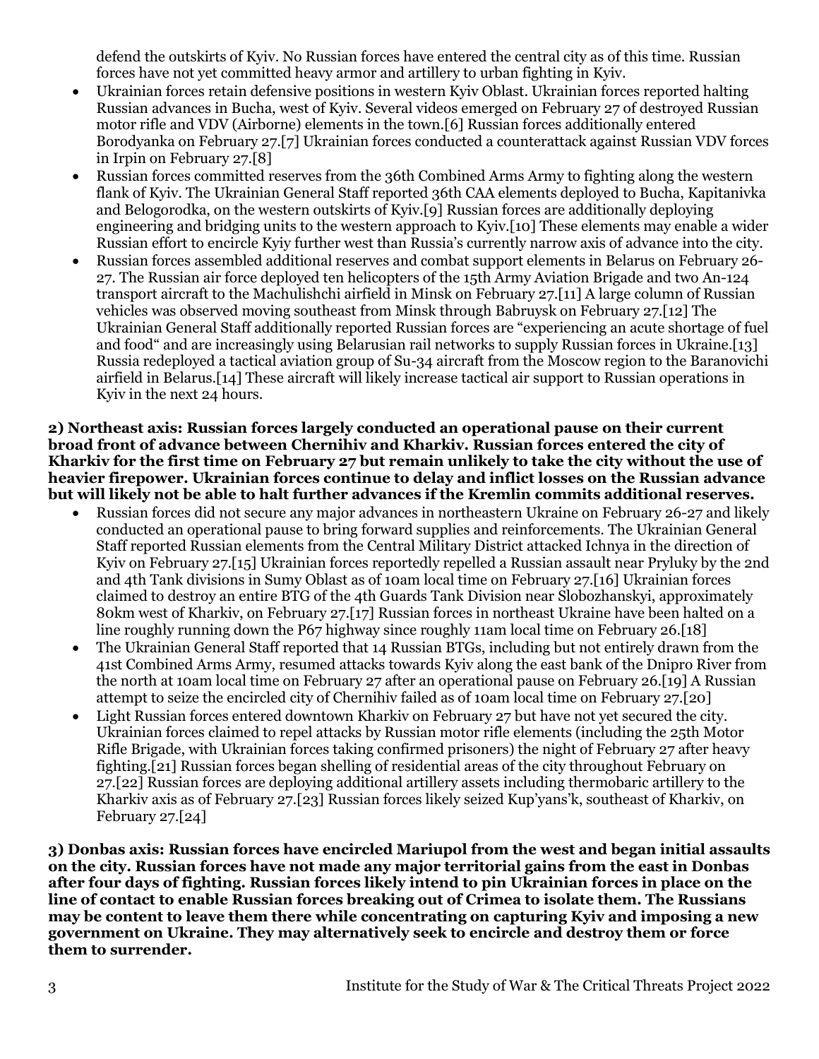defend the outskirts of Kyiv. No Russian forces have entered the central city as of this time. Russian forces have not yet committed heavy armor and artillery to urban fighting in Kyiv.

- Ukrainian forces retain defensive positions in western Kyiv Oblast. Ukrainian forces reported halting Russian advances in Bucha, west of Kyiv. Several videos emerged on February 27 of destroyed Russian motor rifle and VDV (Airborne) elements in the town.[6] Russian forces additionally entered Borodyanka on February 27.[7] Ukrainian forces conducted a counterattack against Russian VDV forces in Irpin on February 27.[8]
- Russian forces committed reserves from the 36th Combined Arms Army to fighting along the western flank of Kyiv. The Ukrainian General Staff reported 36th CAA elements deployed to Bucha, Kapitanivka and Belogorodka, on the western outskirts of Kyiv.[9] Russian forces are additionally deploying engineering and bridging units to the western approach to Kyiv.[10] These elements may enable a wider Russian effort to encircle Kyiy further west than Russia's currently narrow axis of advance into the city.
- Russian forces assembled additional reserves and combat support elements in Belarus on February 26-27. The Russian air force deployed ten helicopters of the 15th Army Aviation Brigade and two An-124 transport aircraft to the Machulishchi airfield in Minsk on February 27.[11] A large column of Russian vehicles was observed moving southeast from Minsk through Babruysk on February 27.[12] The Ukrainian General Staff additionally reported Russian forces are "experiencing an acute shortage of fuel and food" and are increasingly using Belarusian rail networks to supply Russian forces in Ukraine.[13] Russia redeployed a tactical aviation group of Su-34 aircraft from the Moscow region to the Baranovichi airfield in Belarus.[14] These aircraft will likely increase tactical air support to Russian operations in Kyiv in the next 24 hours.

**2) Northeast axis: Russian forces largely conducted an operational pause on their current broad front of advance between Chernihiv and Kharkiv. Russian forces entered the city of Kharkiv for the first time on February 27 but remain unlikely to take the city without the use of heavier firepower. Ukrainian forces continue to delay and inflict losses on the Russian advance but will likely not be able to halt further advances if the Kremlin commits additional reserves.**

- Russian forces did not secure any major advances in northeastern Ukraine on February 26-27 and likely conducted an operational pause to bring forward supplies and reinforcements. The Ukrainian General Staff reported Russian elements from the Central Military District attacked Ichnya in the direction of Kyiv on February 27.[15] Ukrainian forces reportedly repelled a Russian assault near Pryluky by the 2nd and 4th Tank divisions in Sumy Oblast as of 10am local time on February 27.[16] Ukrainian forces claimed to destroy an entire BTG of the 4th Guards Tank Division near Slobozhanskyi, approximately 80km west of Kharkiv, on February 27.[17] Russian forces in northeast Ukraine have been halted on a line roughly running down the P67 highway since roughly 11am local time on February 26.[18]
- The Ukrainian General Staff reported that 14 Russian BTGs, including but not entirely drawn from the 41st Combined Arms Army, resumed attacks towards Kyiv along the east bank of the Dnipro River from the north at 10am local time on February 27 after an operational pause on February 26.[19] A Russian attempt to seize the encircled city of Chernihiv failed as of 10am local time on February 27.[20]
- Light Russian forces entered downtown Kharkiv on February 27 but have not yet secured the city. Ukrainian forces claimed to repel attacks by Russian motor rifle elements (including the 25th Motor Rifle Brigade, with Ukrainian forces taking confirmed prisoners) the night of February 27 after heavy fighting.[21] Russian forces began shelling of residential areas of the city throughout February on 27.[22] Russian forces are deploying additional artillery assets including thermobaric artillery to the Kharkiv axis as of February 27.[23] Russian forces likely seized Kup'yans'k, southeast of Kharkiv, on February 27.[24]

**3) Donbas axis: Russian forces have encircled Mariupol from the west and began initial assaults on the city. Russian forces have not made any major territorial gains from the east in Donbas after four days of fighting. Russian forces likely intend to pin Ukrainian forces in place on the line of contact to enable Russian forces breaking out of Crimea to isolate them. The Russians may be content to leave them there while concentrating on capturing Kyiv and imposing a new government on Ukraine. They may alternatively seek to encircle and destroy them or force them to surrender.**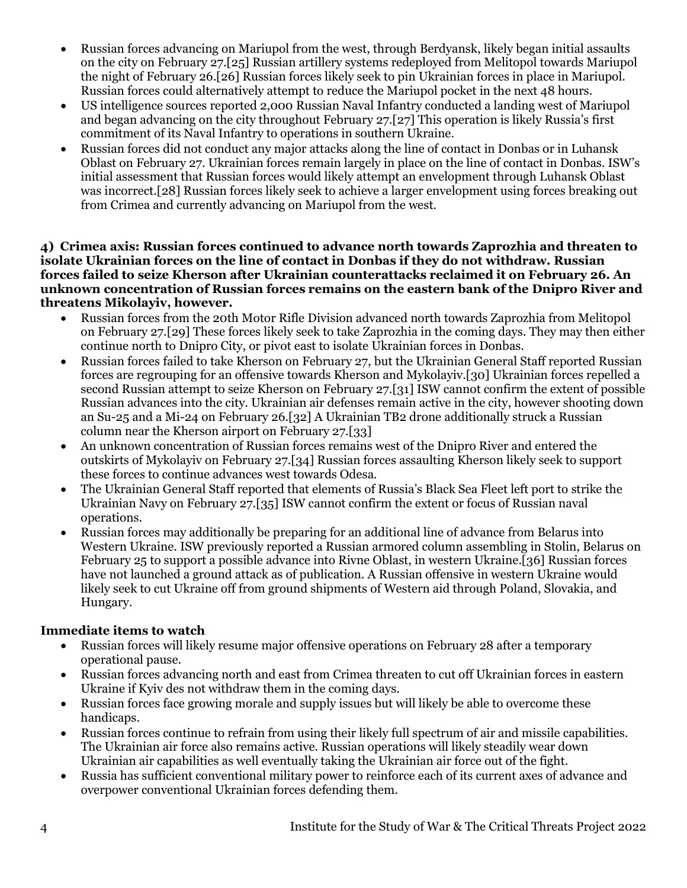- Russian forces advancing on Mariupol from the west, through Berdyansk, likely began initial assaults on the city on February 27.[25] Russian artillery systems redeployed from Melitopol towards Mariupol the night of February 26.[26] Russian forces likely seek to pin Ukrainian forces in place in Mariupol. Russian forces could alternatively attempt to reduce the Mariupol pocket in the next 48 hours.
- US intelligence sources reported 2,000 Russian Naval Infantry conducted a landing west of Mariupol and began advancing on the city throughout February 27.[27] This operation is likely Russia's first commitment of its Naval Infantry to operations in southern Ukraine.
- Russian forces did not conduct any major attacks along the line of contact in Donbas or in Luhansk Oblast on February 27. Ukrainian forces remain largely in place on the line of contact in Donbas. ISW's initial assessment that Russian forces would likely attempt an envelopment through Luhansk Oblast was incorrect.[28] Russian forces likely seek to achieve a larger envelopment using forces breaking out from Crimea and currently advancing on Mariupol from the west.

**4) Crimea axis: Russian forces continued to advance north towards Zaprozhia and threaten to isolate Ukrainian forces on the line of contact in Donbas if they do not withdraw. Russian forces failed to seize Kherson after Ukrainian counterattacks reclaimed it on February 26. An unknown concentration of Russian forces remains on the eastern bank of the Dnipro River and threatens Mikolayiv, however.**

- Russian forces from the 20th Motor Rifle Division advanced north towards Zaprozhia from Melitopol on February 27.[29] These forces likely seek to take Zaprozhia in the coming days. They may then either continue north to Dnipro City, or pivot east to isolate Ukrainian forces in Donbas.
- Russian forces failed to take Kherson on February 27, but the Ukrainian General Staff reported Russian forces are regrouping for an offensive towards Kherson and Mykolayiv.[30] Ukrainian forces repelled a second Russian attempt to seize Kherson on February 27.[31] ISW cannot confirm the extent of possible Russian advances into the city. Ukrainian air defenses remain active in the city, however shooting down an Su-25 and a Mi-24 on February 26.[32] A Ukrainian TB2 drone additionally struck a Russian column near the Kherson airport on February 27.[33]
- An unknown concentration of Russian forces remains west of the Dnipro River and entered the outskirts of Mykolayiv on February 27.[34] Russian forces assaulting Kherson likely seek to support these forces to continue advances west towards Odesa.
- The Ukrainian General Staff reported that elements of Russia's Black Sea Fleet left port to strike the Ukrainian Navy on February 27.[35] ISW cannot confirm the extent or focus of Russian naval operations.
- Russian forces may additionally be preparing for an additional line of advance from Belarus into Western Ukraine. ISW previously reported a Russian armored column assembling in Stolin, Belarus on February 25 to support a possible advance into Rivne Oblast, in western Ukraine.[36] Russian forces have not launched a ground attack as of publication. A Russian offensive in western Ukraine would likely seek to cut Ukraine off from ground shipments of Western aid through Poland, Slovakia, and Hungary.

**Immediate items to watch**

- Russian forces will likely resume major offensive operations on February 28 after a temporary operational pause.
- Russian forces advancing north and east from Crimea threaten to cut off Ukrainian forces in eastern Ukraine if Kyiv des not withdraw them in the coming days.
- Russian forces face growing morale and supply issues but will likely be able to overcome these handicaps.
- Russian forces continue to refrain from using their likely full spectrum of air and missile capabilities. The Ukrainian air force also remains active. Russian operations will likely steadily wear down Ukrainian air capabilities as well eventually taking the Ukrainian air force out of the fight.
- Russia has sufficient conventional military power to reinforce each of its current axes of advance and overpower conventional Ukrainian forces defending them.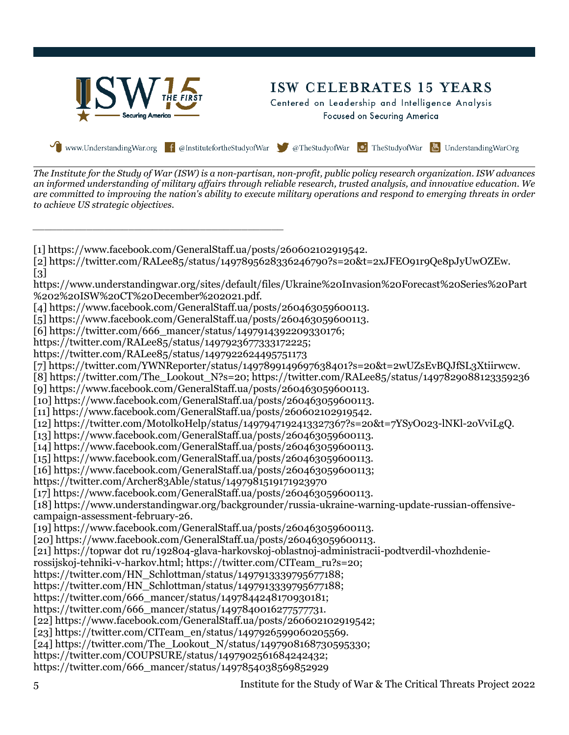ISW CELEBRATES 15 YEARS

Centered on Leadership and Intelligence Analysis
Focused on Securing America

www.UnderstandingWar.org @InstitutefortheStudyofWar @TheStudyofWar TheStudyofWar UnderstandingWarOrg

*The Institute for the Study of War (ISW) is a non-partisan, non-profit, public policy research organization. ISW advances an informed understanding of military affairs through reliable research, trusted analysis, and innovative education. We are committed to improving the nation's ability to execute military operations and respond to emerging threats in order to achieve US strategic objectives.*

---

[1] https://www.facebook.com/GeneralStaff.ua/posts/260602102919542.
[2] https://twitter.com/RALee85/status/1497895628336246790?s=20&t=2xJFEO91r9Qe8pJyUwOZEw.
[3] https://www.understandingwar.org/sites/default/files/Ukraine%20Invasion%20Forecast%20Series%20Part%202%20ISW%20CT%20December%202021.pdf.
[4] https://www.facebook.com/GeneralStaff.ua/posts/260463059600113.
[5] https://www.facebook.com/GeneralStaff.ua/posts/260463059600113.
[6] https://twitter.com/666_mancer/status/1497914392209330176; https://twitter.com/RALee85/status/1497923677333172225; https://twitter.com/RALee85/status/1497922624495751173
[7] https://twitter.com/YWNReporter/status/1497899149697638401?s=20&t=2wUZsEvBQJfSL3Xtiirwcw.
[8] https://twitter.com/The_Lookout_N?s=20; https://twitter.com/RALee85/status/1497829088123359236
[9] https://www.facebook.com/GeneralStaff.ua/posts/260463059600113.
[10] https://www.facebook.com/GeneralStaff.ua/posts/260463059600113.
[11] https://www.facebook.com/GeneralStaff.ua/posts/260602102919542.
[12] https://twitter.com/MotolkoHelp/status/1497947192413327367?s=20&t=7YSyO023-lNKl-20VviLgQ.
[13] https://www.facebook.com/GeneralStaff.ua/posts/260463059600113.
[14] https://www.facebook.com/GeneralStaff.ua/posts/260463059600113.
[15] https://www.facebook.com/GeneralStaff.ua/posts/260463059600113.
[16] https://www.facebook.com/GeneralStaff.ua/posts/260463059600113; https://twitter.com/Archer83Able/status/1497981519171923970
[17] https://www.facebook.com/GeneralStaff.ua/posts/260463059600113.
[18] https://www.understandingwar.org/backgrounder/russia-ukraine-warning-update-russian-offensive-campaign-assessment-february-26.
[19] https://www.facebook.com/GeneralStaff.ua/posts/260463059600113.
[20] https://www.facebook.com/GeneralStaff.ua/posts/260463059600113.
[21] https://topwar dot ru/192804-glava-harkovskoj-oblastnoj-administracii-podtverdil-vhozhdenie-rossijskoj-tehniki-v-harkov.html; https://twitter.com/CITeam_ru?s=20; https://twitter.com/HN_Schlottman/status/1497913339795677188; https://twitter.com/HN_Schlottman/status/1497913339795677188; https://twitter.com/666_mancer/status/1497844248170930181; https://twitter.com/666_mancer/status/1497840016277577731.
[22] https://www.facebook.com/GeneralStaff.ua/posts/260602102919542;
[23] https://twitter.com/CITeam_en/status/1497926599060205569.
[24] https://twitter.com/The_Lookout_N/status/1497908168730595330; https://twitter.com/COUPSURE/status/1497902561684242432; https://twitter.com/666_mancer/status/1497854038569852929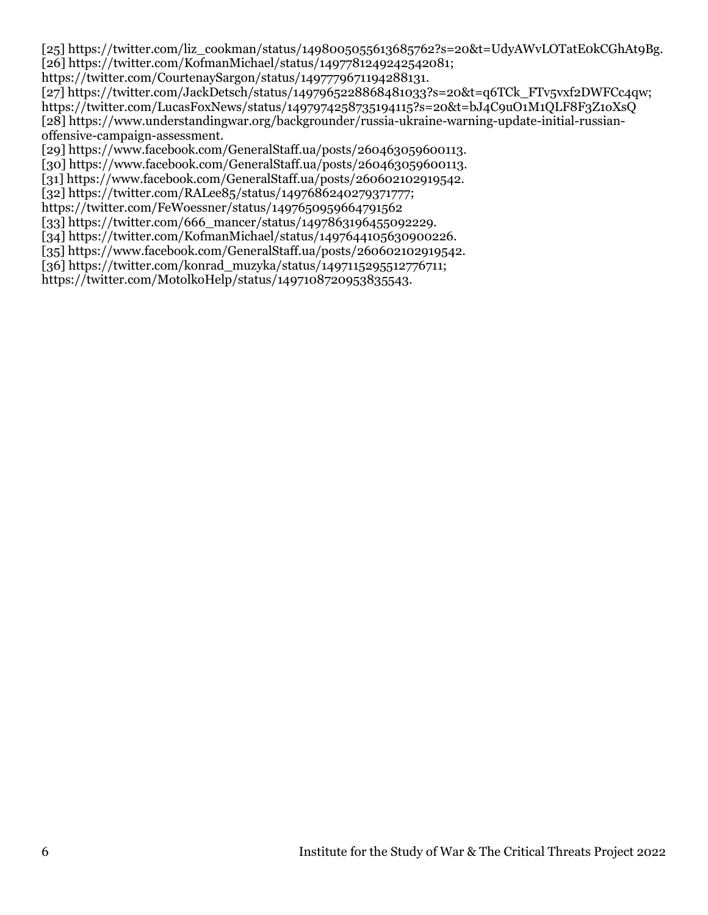[25] https://twitter.com/liz_cookman/status/1498005055613685762?s=20&t=UdyAWvLOTatE0kCGhAt9Bg.
[26] https://twitter.com/KofmanMichael/status/1497781249242542081;
https://twitter.com/CourtenaySargon/status/1497779671194288131.
[27] https://twitter.com/JackDetsch/status/1497965228868481033?s=20&t=q6TCk_FTv5vxf2DWFCc4qw;
https://twitter.com/LucasFoxNews/status/1497974258735194115?s=20&t=bJ4C9uO1M1QLF8F3Z10XsQ
[28] https://www.understandingwar.org/backgrounder/russia-ukraine-warning-update-initial-russian-offensive-campaign-assessment.
[29] https://www.facebook.com/GeneralStaff.ua/posts/260463059600113.
[30] https://www.facebook.com/GeneralStaff.ua/posts/260463059600113.
[31] https://www.facebook.com/GeneralStaff.ua/posts/260602102919542.
[32] https://twitter.com/RALee85/status/1497686240279371777;
https://twitter.com/FeWoessner/status/1497650959664791562
[33] https://twitter.com/666_mancer/status/1497863196455092229.
[34] https://twitter.com/KofmanMichael/status/1497644105630900226.
[35] https://www.facebook.com/GeneralStaff.ua/posts/260602102919542.
[36] https://twitter.com/konrad_muzyka/status/1497115295512776711;
https://twitter.com/MotolkoHelp/status/1497108720953835543.